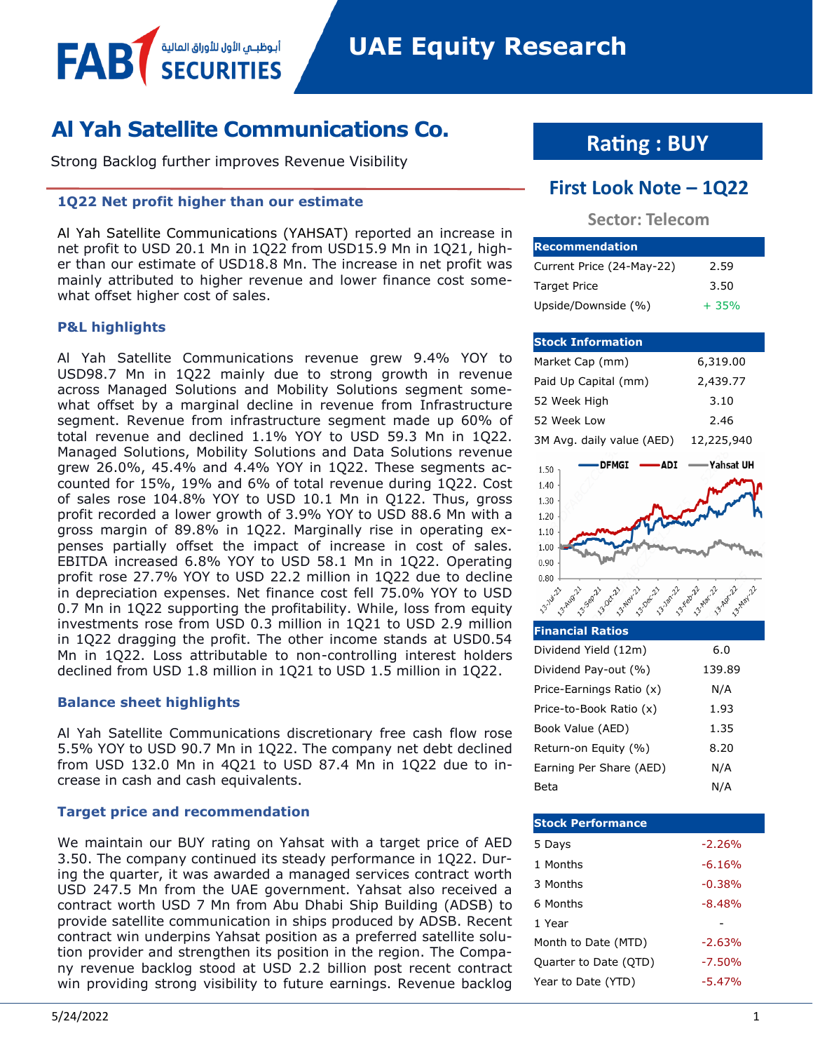FAB SECURITIES أبوظبـي الأول للأوراق المالية

# UAE Equity Research

# Al Yah Satellite Communications Co.

Strong Backlog further improves Revenue Visibility

### 1Q22 Net profit higher than our estimate

Al Yah Satellite Communications (YAHSAT) reported an increase in net profit to USD 20.1 Mn in 1Q22 from USD15.9 Mn in 1Q21, higher than our estimate of USD18.8 Mn. The increase in net profit was mainly attributed to higher revenue and lower finance cost somewhat offset higher cost of sales.

### P&L highlights

Al Yah Satellite Communications revenue grew 9.4% YOY to USD98.7 Mn in 1Q22 mainly due to strong growth in revenue across Managed Solutions and Mobility Solutions segment somewhat offset by a marginal decline in revenue from Infrastructure segment. Revenue from infrastructure segment made up 60% of total revenue and declined 1.1% YOY to USD 59.3 Mn in 1Q22. Managed Solutions, Mobility Solutions and Data Solutions revenue grew 26.0%, 45.4% and 4.4% YOY in 1Q22. These segments accounted for 15%, 19% and 6% of total revenue during 1Q22. Cost of sales rose 104.8% YOY to USD 10.1 Mn in Q122. Thus, gross profit recorded a lower growth of 3.9% YOY to USD 88.6 Mn with a gross margin of 89.8% in 1Q22. Marginally rise in operating expenses partially offset the impact of increase in cost of sales. EBITDA increased 6.8% YOY to USD 58.1 Mn in 1Q22. Operating profit rose 27.7% YOY to USD 22.2 million in 1Q22 due to decline in depreciation expenses. Net finance cost fell 75.0% YOY to USD 0.7 Mn in 1Q22 supporting the profitability. While, loss from equity investments rose from USD 0.3 million in 1Q21 to USD 2.9 million in 1Q22 dragging the profit. The other income stands at USD0.54 Mn in 1Q22. Loss attributable to non-controlling interest holders declined from USD 1.8 million in 1Q21 to USD 1.5 million in 1Q22.

### Balance sheet highlights

Al Yah Satellite Communications discretionary free cash flow rose 5.5% YOY to USD 90.7 Mn in 1Q22. The company net debt declined from USD 132.0 Mn in 4Q21 to USD 87.4 Mn in 1Q22 due to increase in cash and cash equivalents.

### Target price and recommendation

We maintain our BUY rating on Yahsat with a target price of AED 3.50. The company continued its steady performance in 1Q22. During the quarter, it was awarded a managed services contract worth USD 247.5 Mn from the UAE government. Yahsat also received a contract worth USD 7 Mn from Abu Dhabi Ship Building (ADSB) to provide satellite communication in ships produced by ADSB. Recent contract win underpins Yahsat position as a preferred satellite solution provider and strengthen its position in the region. The Company revenue backlog stood at USD 2.2 billion post recent contract win providing strong visibility to future earnings. Revenue backlog

## Rating : BUY

## First Look Note – 1Q22

**Sector: Telecom**

| Recommendation | |
|---|---|
| Current Price (24-May-22) | 2.59 |
| Target Price | 3.50 |
| Upside/Downside (%) | + 35% |

| Stock Information | |
|---|---|
| Market Cap (mm) | 6,319.00 |
| Paid Up Capital (mm) | 2,439.77 |
| 52 Week High | 3.10 |
| 52 Week Low | 2.46 |
| 3M Avg. daily value (AED) | 12,225,940 |

| Financial Ratios | |
|---|---|
| Dividend Yield (12m) | 6.0 |
| Dividend Pay-out (%) | 139.89 |
| Price-Earnings Ratio (x) | N/A |
| Price-to-Book Ratio (x) | 1.93 |
| Book Value (AED) | 1.35 |
| Return-on Equity (%) | 8.20 |
| Earning Per Share (AED) | N/A |
| Beta | N/A |

| Stock Performance | |
|---|---|
| 5 Days | -2.26% |
| 1 Months | -6.16% |
| 3 Months | -0.38% |
| 6 Months | -8.48% |
| 1 Year | - |
| Month to Date (MTD) | -2.63% |
| Quarter to Date (QTD) | -7.50% |
| Year to Date (YTD) | -5.47% |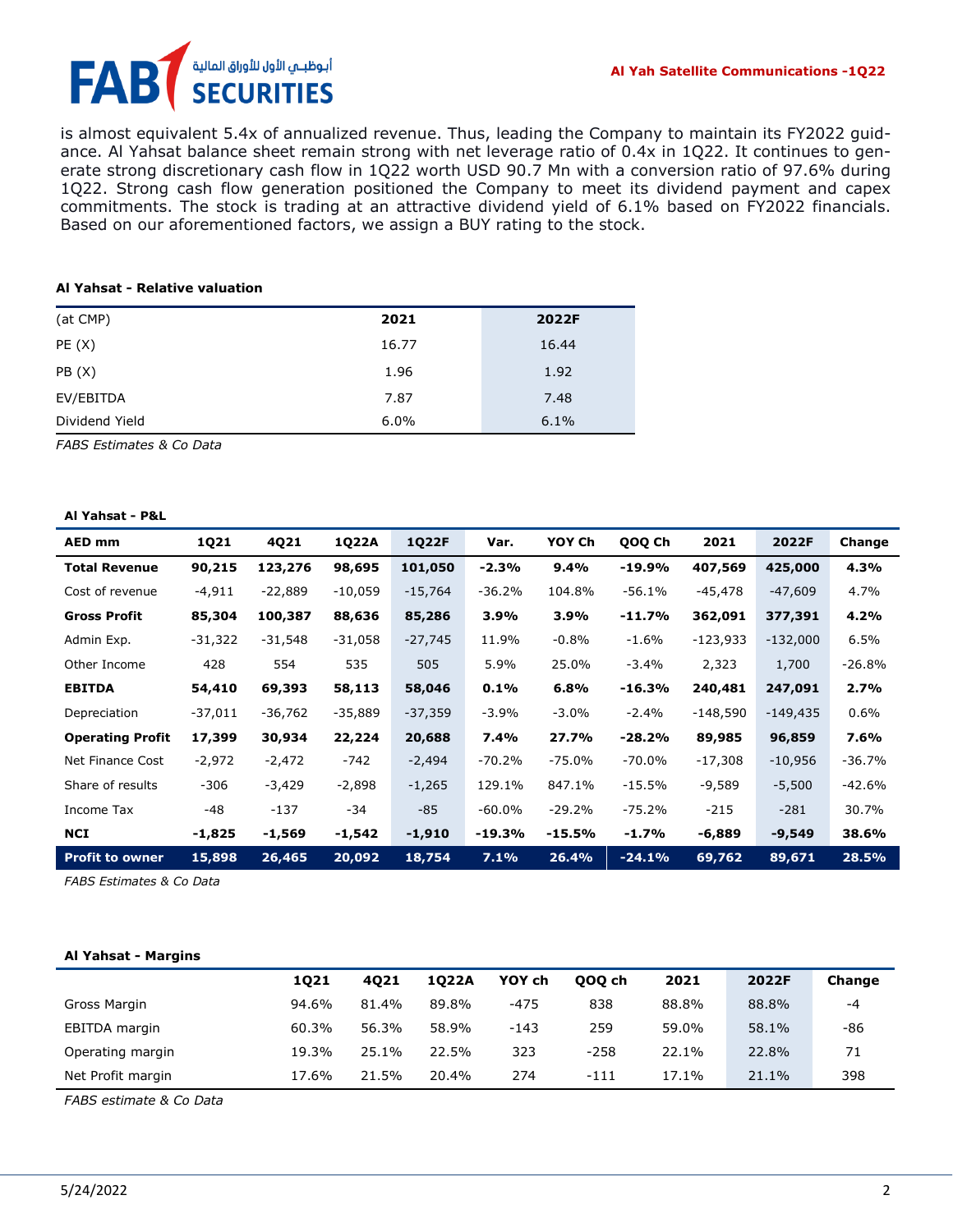is almost equivalent 5.4x of annualized revenue. Thus, leading the Company to maintain its FY2022 guidance. Al Yahsat balance sheet remain strong with net leverage ratio of 0.4x in 1Q22. It continues to generate strong discretionary cash flow in 1Q22 worth USD 90.7 Mn with a conversion ratio of 97.6% during 1Q22. Strong cash flow generation positioned the Company to meet its dividend payment and capex commitments. The stock is trading at an attractive dividend yield of 6.1% based on FY2022 financials. Based on our aforementioned factors, we assign a BUY rating to the stock.

**Al Yahsat - Relative valuation**

| (at CMP) | 2021 | 2022F |
|---|---|---|
| PE (X) | 16.77 | 16.44 |
| PB (X) | 1.96 | 1.92 |
| EV/EBITDA | 7.87 | 7.48 |
| Dividend Yield | 6.0% | 6.1% |

*FABS Estimates & Co Data*

**Al Yahsat - P&L**

| AED mm | 1Q21 | 4Q21 | 1Q22A | 1Q22F | Var. | YOY Ch | QOQ Ch | 2021 | 2022F | Change |
|---|---|---|---|---|---|---|---|---|---|---|
| **Total Revenue** | **90,215** | **123,276** | **98,695** | **101,050** | **-2.3%** | **9.4%** | **-19.9%** | **407,569** | **425,000** | **4.3%** |
| Cost of revenue | -4,911 | -22,889 | -10,059 | -15,764 | -36.2% | 104.8% | -56.1% | -45,478 | -47,609 | 4.7% |
| **Gross Profit** | **85,304** | **100,387** | **88,636** | **85,286** | **3.9%** | **3.9%** | **-11.7%** | **362,091** | **377,391** | **4.2%** |
| Admin Exp. | -31,322 | -31,548 | -31,058 | -27,745 | 11.9% | -0.8% | -1.6% | -123,933 | -132,000 | 6.5% |
| Other Income | 428 | 554 | 535 | 505 | 5.9% | 25.0% | -3.4% | 2,323 | 1,700 | -26.8% |
| **EBITDA** | **54,410** | **69,393** | **58,113** | **58,046** | **0.1%** | **6.8%** | **-16.3%** | **240,481** | **247,091** | **2.7%** |
| Depreciation | -37,011 | -36,762 | -35,889 | -37,359 | -3.9% | -3.0% | -2.4% | -148,590 | -149,435 | 0.6% |
| **Operating Profit** | **17,399** | **30,934** | **22,224** | **20,688** | **7.4%** | **27.7%** | **-28.2%** | **89,985** | **96,859** | **7.6%** |
| Net Finance Cost | -2,972 | -2,472 | -742 | -2,494 | -70.2% | -75.0% | -70.0% | -17,308 | -10,956 | -36.7% |
| Share of results | -306 | -3,429 | -2,898 | -1,265 | 129.1% | 847.1% | -15.5% | -9,589 | -5,500 | -42.6% |
| Income Tax | -48 | -137 | -34 | -85 | -60.0% | -29.2% | -75.2% | -215 | -281 | 30.7% |
| **NCI** | **-1,825** | **-1,569** | **-1,542** | **-1,910** | **-19.3%** | **-15.5%** | **-1.7%** | **-6,889** | **-9,549** | **38.6%** |
| **Profit to owner** | **15,898** | **26,465** | **20,092** | **18,754** | **7.1%** | **26.4%** | **-24.1%** | **69,762** | **89,671** | **28.5%** |

*FABS Estimates & Co Data*

**Al Yahsat - Margins**

| | 1Q21 | 4Q21 | 1Q22A | YOY ch | QOQ ch | 2021 | 2022F | Change |
|---|---|---|---|---|---|---|---|---|
| Gross Margin | 94.6% | 81.4% | 89.8% | -475 | 838 | 88.8% | 88.8% | -4 |
| EBITDA margin | 60.3% | 56.3% | 58.9% | -143 | 259 | 59.0% | 58.1% | -86 |
| Operating margin | 19.3% | 25.1% | 22.5% | 323 | -258 | 22.1% | 22.8% | 71 |
| Net Profit margin | 17.6% | 21.5% | 20.4% | 274 | -111 | 17.1% | 21.1% | 398 |

*FABS estimate & Co Data*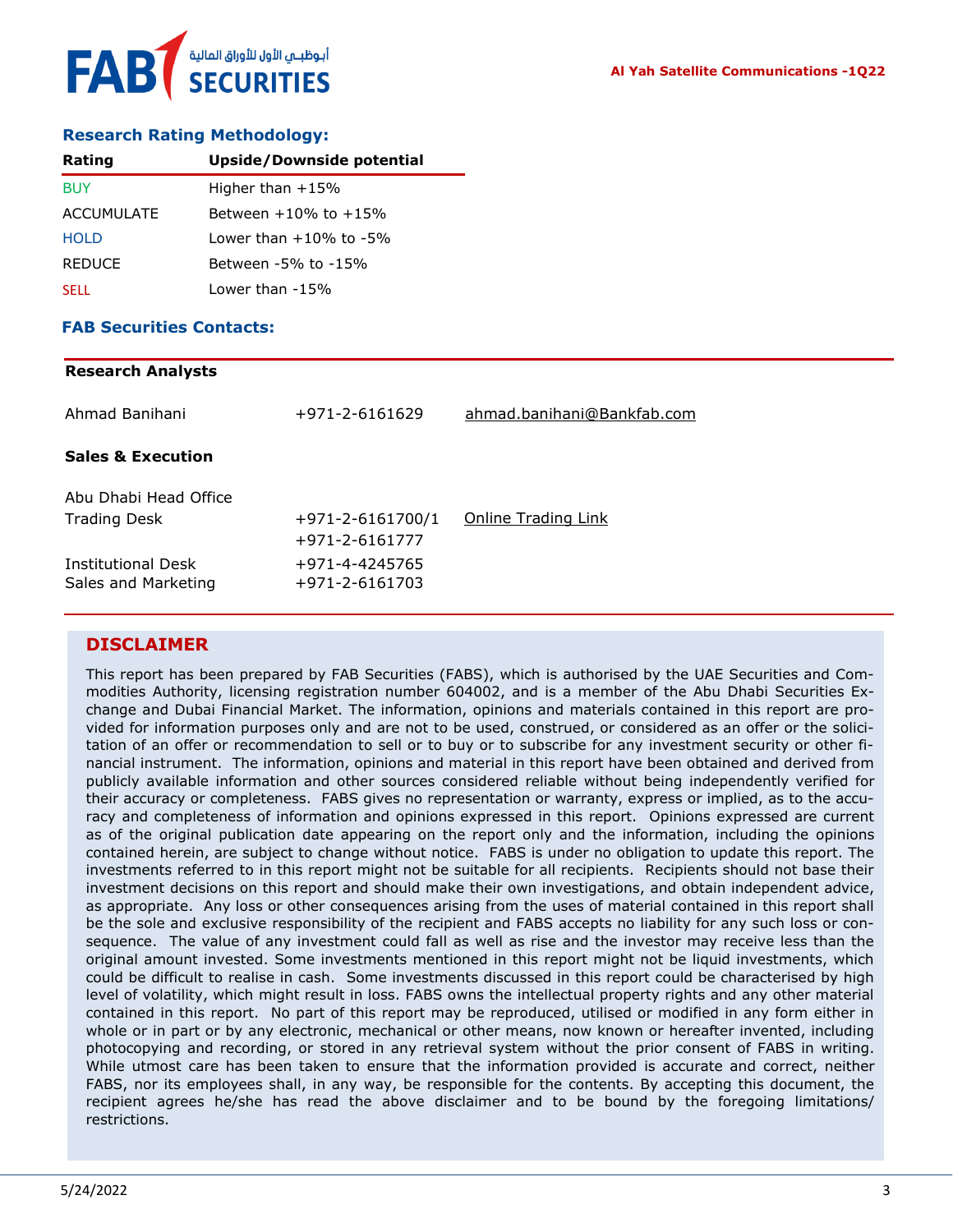## Research Rating Methodology:

| Rating | Upside/Downside potential |
|---|---|
| BUY | Higher than +15% |
| ACCUMULATE | Between +10% to +15% |
| HOLD | Lower than +10% to -5% |
| REDUCE | Between -5% to -15% |
| SELL | Lower than -15% |

## FAB Securities Contacts:

**Research Analysts**

| | | |
|---|---|---|
| Ahmad Banihani | +971-2-6161629 | ahmad.banihani@Bankfab.com |

**Sales & Execution**

| | | |
|---|---|---|
| Abu Dhabi Head Office | | |
| Trading Desk | +971-2-6161700/1<br>+971-2-6161777 | Online Trading Link |
| Institutional Desk | +971-4-4245765 | |
| Sales and Marketing | +971-2-6161703 | |

## DISCLAIMER

This report has been prepared by FAB Securities (FABS), which is authorised by the UAE Securities and Commodities Authority, licensing registration number 604002, and is a member of the Abu Dhabi Securities Exchange and Dubai Financial Market. The information, opinions and materials contained in this report are provided for information purposes only and are not to be used, construed, or considered as an offer or the solicitation of an offer or recommendation to sell or to buy or to subscribe for any investment security or other financial instrument. The information, opinions and material in this report have been obtained and derived from publicly available information and other sources considered reliable without being independently verified for their accuracy or completeness. FABS gives no representation or warranty, express or implied, as to the accuracy and completeness of information and opinions expressed in this report. Opinions expressed are current as of the original publication date appearing on the report only and the information, including the opinions contained herein, are subject to change without notice. FABS is under no obligation to update this report. The investments referred to in this report might not be suitable for all recipients. Recipients should not base their investment decisions on this report and should make their own investigations, and obtain independent advice, as appropriate. Any loss or other consequences arising from the uses of material contained in this report shall be the sole and exclusive responsibility of the recipient and FABS accepts no liability for any such loss or consequence. The value of any investment could fall as well as rise and the investor may receive less than the original amount invested. Some investments mentioned in this report might not be liquid investments, which could be difficult to realise in cash. Some investments discussed in this report could be characterised by high level of volatility, which might result in loss. FABS owns the intellectual property rights and any other material contained in this report. No part of this report may be reproduced, utilised or modified in any form either in whole or in part or by any electronic, mechanical or other means, now known or hereafter invented, including photocopying and recording, or stored in any retrieval system without the prior consent of FABS in writing. While utmost care has been taken to ensure that the information provided is accurate and correct, neither FABS, nor its employees shall, in any way, be responsible for the contents. By accepting this document, the recipient agrees he/she has read the above disclaimer and to be bound by the foregoing limitations/restrictions.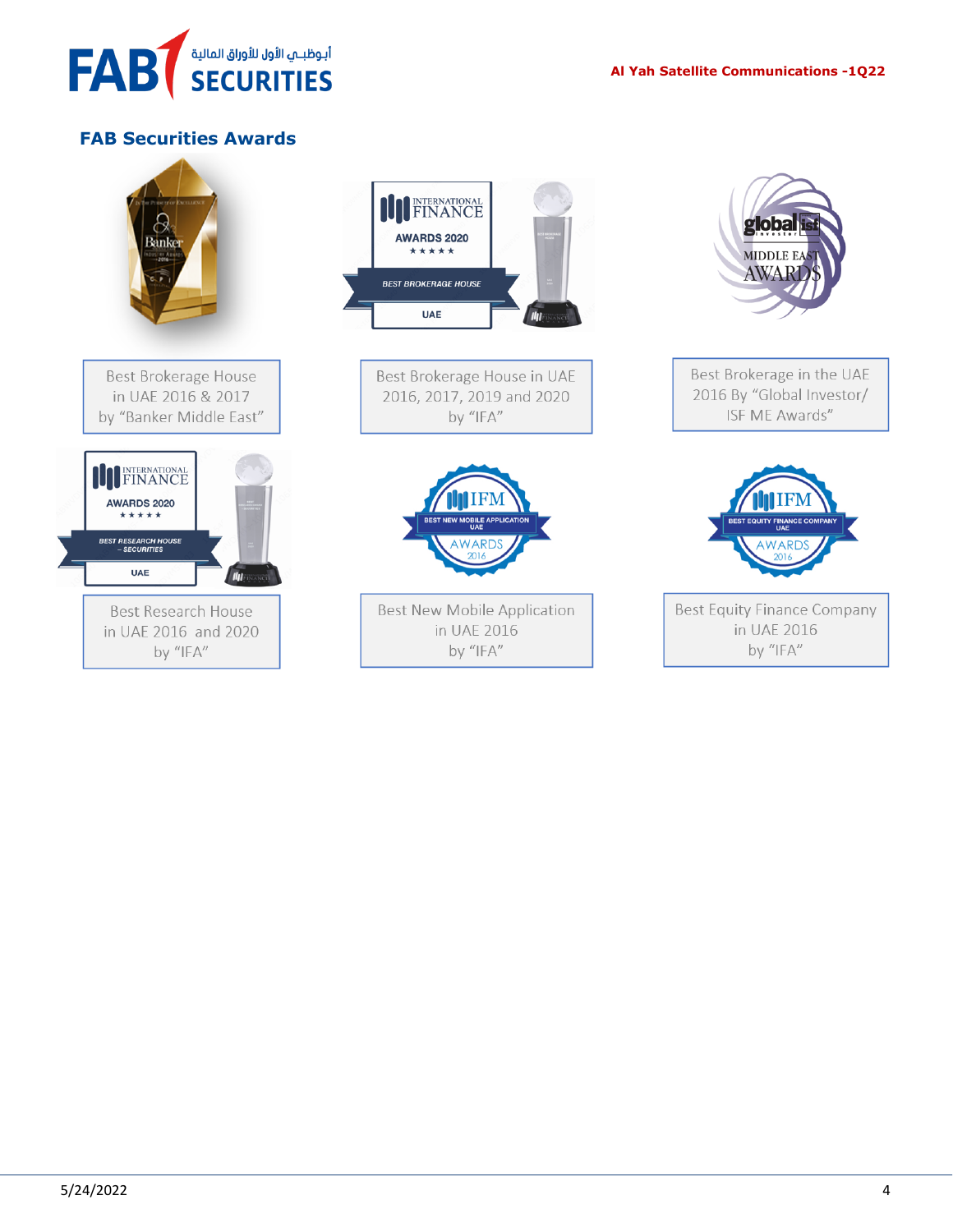## FAB Securities Awards

Best Brokerage House in UAE 2016 & 2017 by "Banker Middle East"

Best Brokerage House in UAE 2016, 2017, 2019 and 2020 by "IFA"

Best Brokerage in the UAE 2016 By "Global Investor/ ISF ME Awards"

Best Research House in UAE 2016 and 2020 by "IFA"

Best New Mobile Application in UAE 2016 by "IFA"

Best Equity Finance Company in UAE 2016 by "IFA"